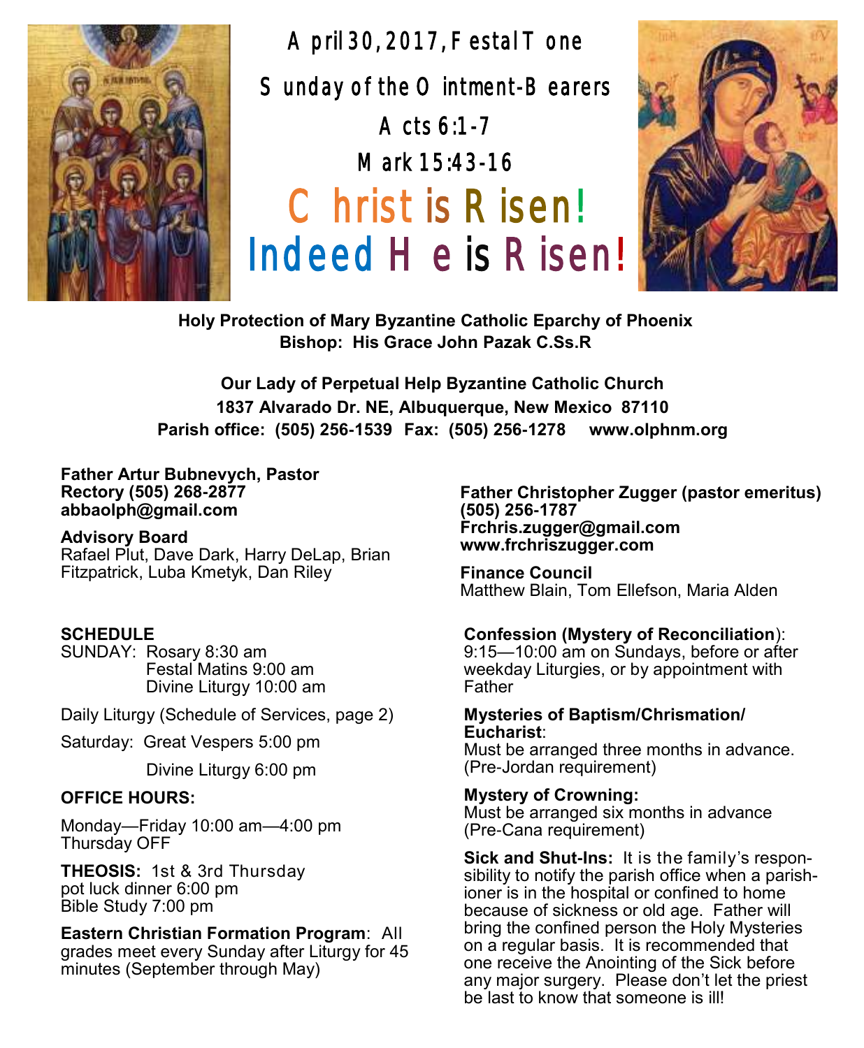# April 30, 2017, Festal Tone

## Sunday of the Ointment-Bearers

Acts 6:1-7

Mark 15:43-16

# Christ is Risen!

# Indeed He is Risen!

**Holy Protection of Mary Byzantine Catholic Eparchy of Phoenix**
**Bishop: His Grace John Pazak C.Ss.R**

**Our Lady of Perpetual Help Byzantine Catholic Church**
**1837 Alvarado Dr. NE, Albuquerque, New Mexico 87110**
**Parish office: (505) 256-1539 Fax: (505) 256-1278 www.olphnm.org**

**Father Artur Bubnevych, Pastor**
**Rectory (505) 268-2877**
**abbaolph@gmail.com**

**Advisory Board**
Rafael Plut, Dave Dark, Harry DeLap, Brian Fitzpatrick, Luba Kmetyk, Dan Riley

**SCHEDULE**
SUNDAY: Rosary 8:30 am
Festal Matins 9:00 am
Divine Liturgy 10:00 am

Daily Liturgy (Schedule of Services, page 2)

Saturday: Great Vespers 5:00 pm
Divine Liturgy 6:00 pm

**OFFICE HOURS:**

Monday—Friday 10:00 am—4:00 pm
Thursday OFF

**THEOSIS:** 1st & 3rd Thursday
pot luck dinner 6:00 pm
Bible Study 7:00 pm

**Eastern Christian Formation Program**: All grades meet every Sunday after Liturgy for 45 minutes (September through May)

**Father Christopher Zugger (pastor emeritus)**
**(505) 256-1787**
**Frchris.zugger@gmail.com**
**www.frchriszugger.com**

**Finance Council**
Matthew Blain, Tom Ellefson, Maria Alden

**Confession (Mystery of Reconciliation)**:
9:15—10:00 am on Sundays, before or after weekday Liturgies, or by appointment with Father

**Mysteries of Baptism/Chrismation/Eucharist**:
Must be arranged three months in advance. (Pre-Jordan requirement)

**Mystery of Crowning:**
Must be arranged six months in advance (Pre-Cana requirement)

**Sick and Shut-Ins:** It is the family's responsibility to notify the parish office when a parishioner is in the hospital or confined to home because of sickness or old age. Father will bring the confined person the Holy Mysteries on a regular basis. It is recommended that one receive the Anointing of the Sick before any major surgery. Please don't let the priest be last to know that someone is ill!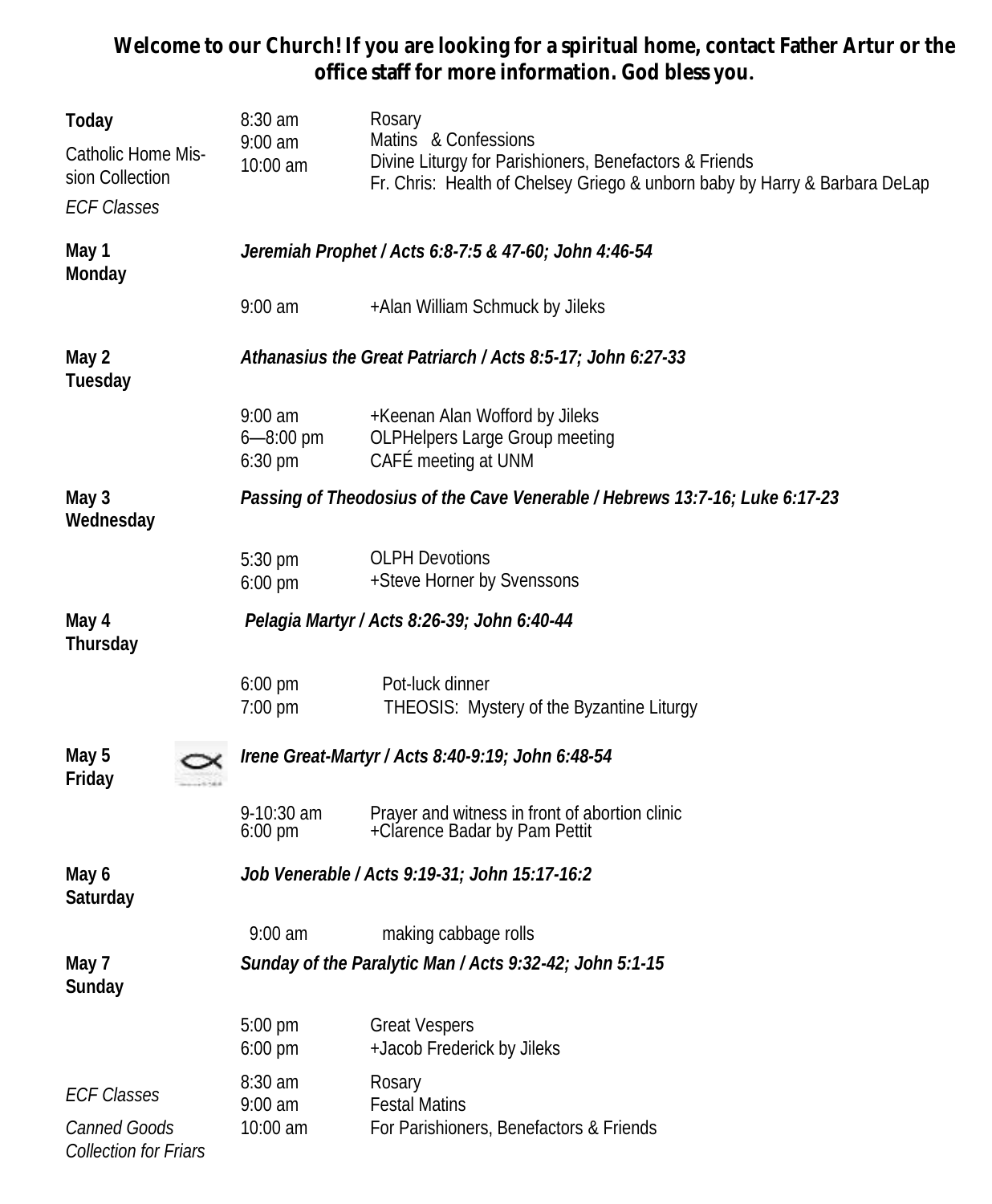**Welcome to our Church! If you are looking for a spiritual home, contact Father Artur or the office staff for more information. God bless you.**

| | | |
|---|---|---|
| **Today** | 8:30 am | Rosary |
| Catholic Home Mission Collection | 9:00 am | Matins & Confessions |
| *ECF Classes* | 10:00 am | Divine Liturgy for Parishioners, Benefactors & Friends<br>Fr. Chris: Health of Chelsey Griego & unborn baby by Harry & Barbara DeLap |
| **May 1 Monday** | *Jeremiah Prophet / Acts 6:8-7:5 & 47-60; John 4:46-54* | |
| | 9:00 am | +Alan William Schmuck by Jileks |
| **May 2 Tuesday** | *Athanasius the Great Patriarch / Acts 8:5-17; John 6:27-33* | |
| | 9:00 am | +Keenan Alan Wofford by Jileks |
| | 6—8:00 pm | OLPHelpers Large Group meeting |
| | 6:30 pm | CAFÉ meeting at UNM |
| **May 3 Wednesday** | *Passing of Theodosius of the Cave Venerable / Hebrews 13:7-16; Luke 6:17-23* | |
| | 5:30 pm | OLPH Devotions |
| | 6:00 pm | +Steve Horner by Svenssons |
| **May 4 Thursday** | *Pelagia Martyr / Acts 8:26-39; John 6:40-44* | |
| | 6:00 pm | Pot-luck dinner |
| | 7:00 pm | THEOSIS: Mystery of the Byzantine Liturgy |
| **May 5 Friday** | *Irene Great-Martyr / Acts 8:40-9:19; John 6:48-54* | |
| | 9-10:30 am | Prayer and witness in front of abortion clinic |
| | 6:00 pm | +Clarence Badar by Pam Pettit |
| **May 6 Saturday** | *Job Venerable / Acts 9:19-31; John 15:17-16:2* | |
| | 9:00 am | making cabbage rolls |
| **May 7 Sunday** | *Sunday of the Paralytic Man / Acts 9:32-42; John 5:1-15* | |
| | 5:00 pm | Great Vespers |
| | 6:00 pm | +Jacob Frederick by Jileks |
| *ECF Classes* | 8:30 am | Rosary |
| | 9:00 am | Festal Matins |
| *Canned Goods Collection for Friars* | 10:00 am | For Parishioners, Benefactors & Friends |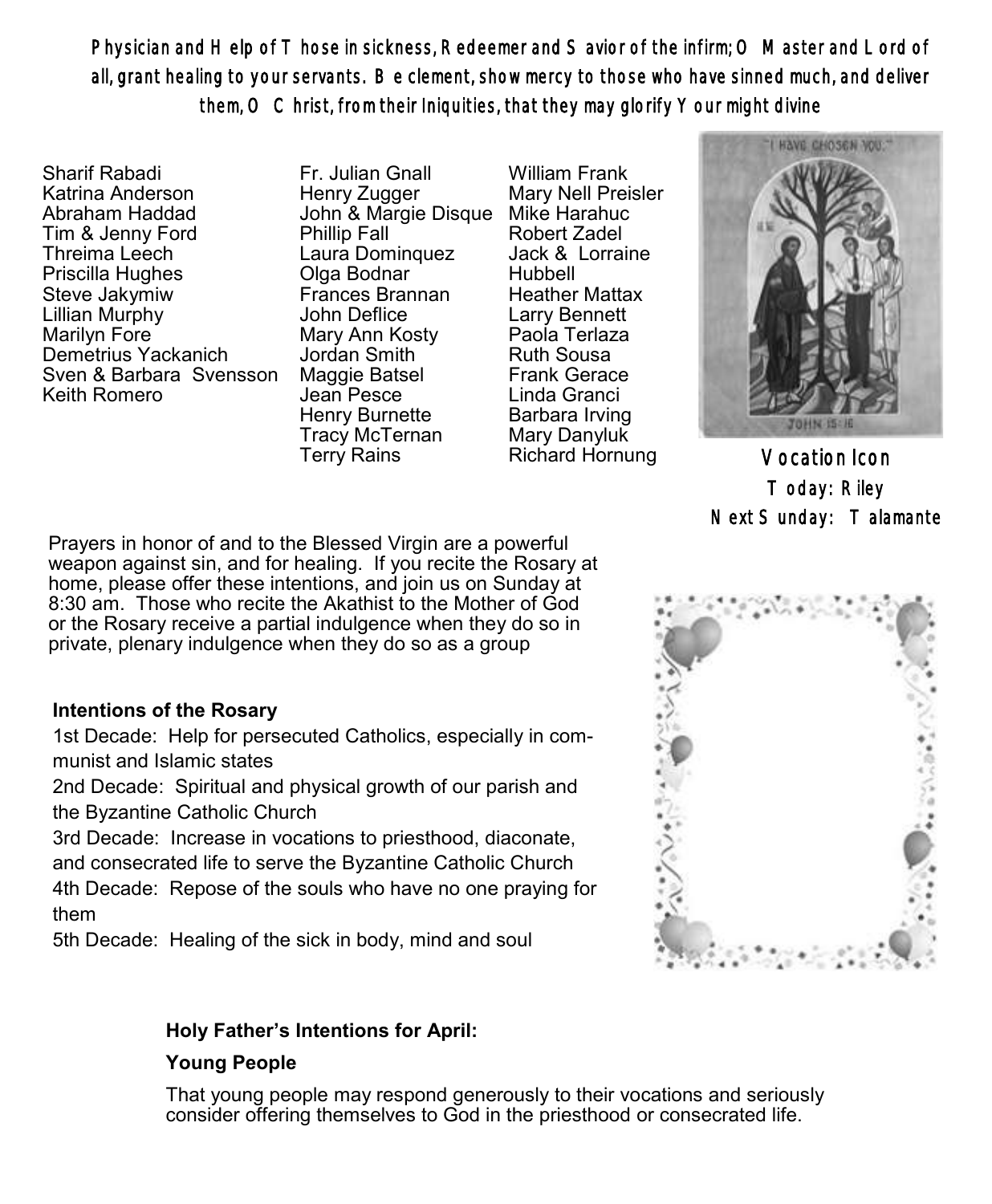*Physician and Help of Those in sickness, Redeemer and Savior of the infirm; O Master and Lord of all, grant healing to your servants. Be clement, show mercy to those who have sinned much, and deliver them, O Christ, from their Iniquities, that they may glorify Your might divine*

Sharif Rabadi
Katrina Anderson
Abraham Haddad
Tim & Jenny Ford
Threima Leech
Priscilla Hughes
Steve Jakymiw
Lillian Murphy
Marilyn Fore
Demetrius Yackanich
Sven & Barbara Svensson
Keith Romero

Fr. Julian Gnall
Henry Zugger
John & Margie Disque
Phillip Fall
Laura Dominquez
Olga Bodnar
Frances Brannan
John Deflice
Mary Ann Kosty
Jordan Smith
Maggie Batsel
Jean Pesce
Henry Burnette
Tracy McTernan
Terry Rains

William Frank
Mary Nell Preisler
Mike Harahuc
Robert Zadel
Jack & Lorraine Hubbell
Heather Mattax
Larry Bennett
Paola Terlaza
Ruth Sousa
Frank Gerace
Linda Granci
Barbara Irving
Mary Danyluk
Richard Hornung

**Vocation Icon**
Today: Riley
Next Sunday: Talamante

Prayers in honor of and to the Blessed Virgin are a powerful weapon against sin, and for healing. If you recite the Rosary at home, please offer these intentions, and join us on Sunday at 8:30 am. Those who recite the Akathist to the Mother of God or the Rosary receive a partial indulgence when they do so in private, plenary indulgence when they do so as a group

**Intentions of the Rosary**

1st Decade: Help for persecuted Catholics, especially in communist and Islamic states

2nd Decade: Spiritual and physical growth of our parish and the Byzantine Catholic Church

3rd Decade: Increase in vocations to priesthood, diaconate, and consecrated life to serve the Byzantine Catholic Church

4th Decade: Repose of the souls who have no one praying for them

5th Decade: Healing of the sick in body, mind and soul

**Holy Father's Intentions for April:**

**Young People**

That young people may respond generously to their vocations and seriously consider offering themselves to God in the priesthood or consecrated life.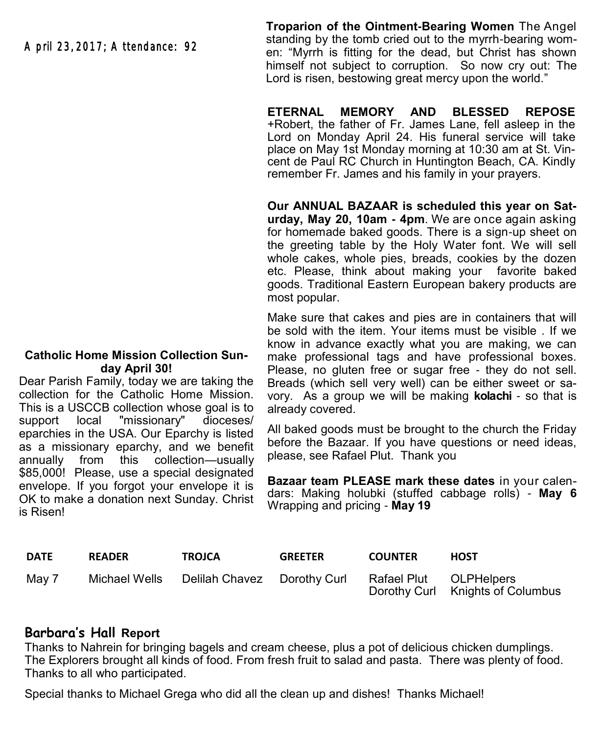April 23, 2017; Attendance: 92

## Catholic Home Mission Collection Sunday April 30!

Dear Parish Family, today we are taking the collection for the Catholic Home Mission. This is a USCCB collection whose goal is to support local "missionary" dioceses/ eparchies in the USA. Our Eparchy is listed as a missionary eparchy, and we benefit annually from this collection—usually $85,000! Please, use a special designated envelope. If you forgot your envelope it is OK to make a donation next Sunday. Christ is Risen!

**Troparion of the Ointment-Bearing Women** The Angel standing by the tomb cried out to the myrrh-bearing women: "Myrrh is fitting for the dead, but Christ has shown himself not subject to corruption. So now cry out: The Lord is risen, bestowing great mercy upon the world."

**ETERNAL MEMORY AND BLESSED REPOSE** +Robert, the father of Fr. James Lane, fell asleep in the Lord on Monday April 24. His funeral service will take place on May 1st Monday morning at 10:30 am at St. Vincent de Paul RC Church in Huntington Beach, CA. Kindly remember Fr. James and his family in your prayers.

**Our ANNUAL BAZAAR is scheduled this year on Saturday, May 20, 10am - 4pm**. We are once again asking for homemade baked goods. There is a sign-up sheet on the greeting table by the Holy Water font. We will sell whole cakes, whole pies, breads, cookies by the dozen etc. Please, think about making your favorite baked goods. Traditional Eastern European bakery products are most popular.

Make sure that cakes and pies are in containers that will be sold with the item. Your items must be visible . If we know in advance exactly what you are making, we can make professional tags and have professional boxes. Please, no gluten free or sugar free - they do not sell. Breads (which sell very well) can be either sweet or savory. As a group we will be making **kolachi** - so that is already covered.

All baked goods must be brought to the church the Friday before the Bazaar. If you have questions or need ideas, please, see Rafael Plut. Thank you

**Bazaar team PLEASE mark these dates** in your calendars: Making holubki (stuffed cabbage rolls) - **May 6** Wrapping and pricing - **May 19**

| DATE | READER | TROJCA | GREETER | COUNTER | HOST |
|---|---|---|---|---|---|
| May 7 | Michael Wells | Delilah Chavez | Dorothy Curl | Rafael Plut<br>Dorothy Curl | OLPHelpers<br>Knights of Columbus |

## Barbara's Hall Report

Thanks to Nahrein for bringing bagels and cream cheese, plus a pot of delicious chicken dumplings. The Explorers brought all kinds of food. From fresh fruit to salad and pasta. There was plenty of food. Thanks to all who participated.

Special thanks to Michael Grega who did all the clean up and dishes! Thanks Michael!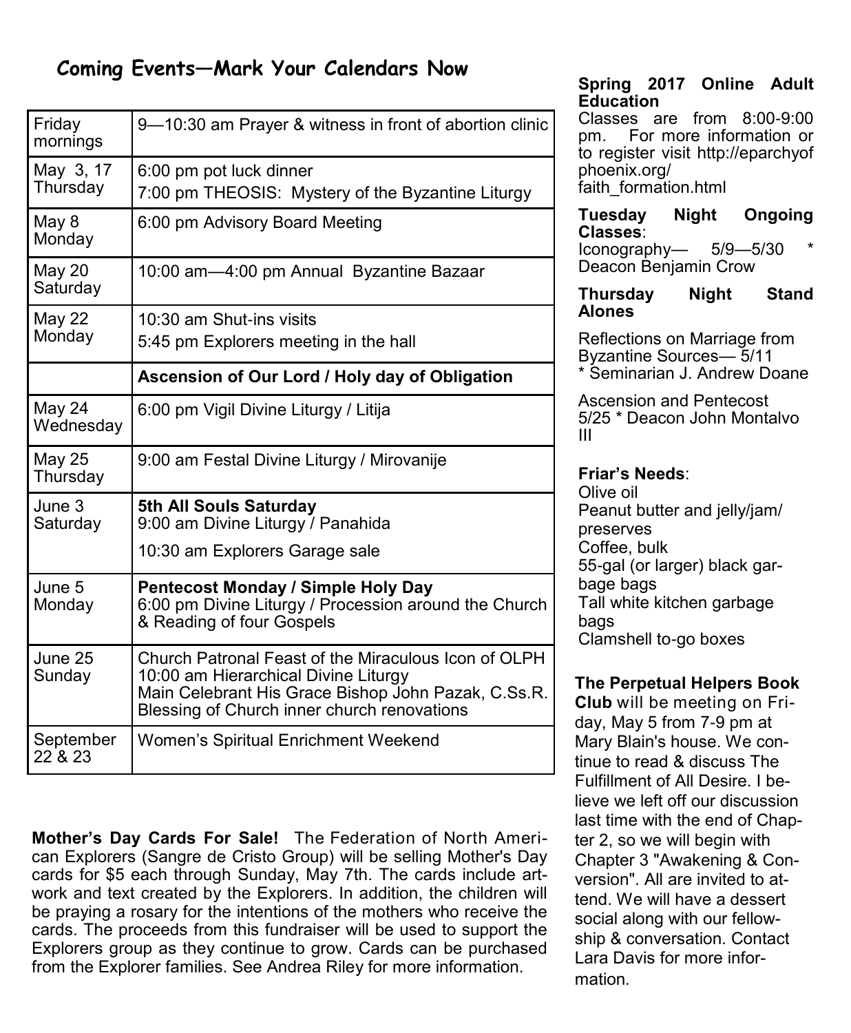## Coming Events—Mark Your Calendars Now

| | |
|---|---|
| Friday mornings | 9—10:30 am Prayer & witness in front of abortion clinic |
| May 3, 17 Thursday | 6:00 pm pot luck dinner<br>7:00 pm THEOSIS: Mystery of the Byzantine Liturgy |
| May 8 Monday | 6:00 pm Advisory Board Meeting |
| May 20 Saturday | 10:00 am—4:00 pm Annual Byzantine Bazaar |
| May 22 Monday | 10:30 am Shut-ins visits<br>5:45 pm Explorers meeting in the hall |
| | **Ascension of Our Lord / Holy day of Obligation** |
| May 24 Wednesday | 6:00 pm Vigil Divine Liturgy / Litija |
| May 25 Thursday | 9:00 am Festal Divine Liturgy / Mirovanije |
| June 3 Saturday | **5th All Souls Saturday**<br>9:00 am Divine Liturgy / Panahida<br>10:30 am Explorers Garage sale |
| June 5 Monday | **Pentecost Monday / Simple Holy Day**<br>6:00 pm Divine Liturgy / Procession around the Church & Reading of four Gospels |
| June 25 Sunday | Church Patronal Feast of the Miraculous Icon of OLPH<br>10:00 am Hierarchical Divine Liturgy<br>Main Celebrant His Grace Bishop John Pazak, C.Ss.R.<br>Blessing of Church inner church renovations |
| September 22 & 23 | Women's Spiritual Enrichment Weekend |

**Mother's Day Cards For Sale!** The Federation of North American Explorers (Sangre de Cristo Group) will be selling Mother's Day cards for $5 each through Sunday, May 7th. The cards include artwork and text created by the Explorers. In addition, the children will be praying a rosary for the intentions of the mothers who receive the cards. The proceeds from this fundraiser will be used to support the Explorers group as they continue to grow. Cards can be purchased from the Explorer families. See Andrea Riley for more information.

**Spring 2017 Online Adult Education**
Classes are from 8:00-9:00 pm. For more information or to register visit http://eparchyofphoenix.org/faith_formation.html

**Tuesday Night Ongoing Classes**:
Iconography— 5/9—5/30 * Deacon Benjamin Crow

**Thursday Night Stand Alones**

Reflections on Marriage from Byzantine Sources— 5/11 * Seminarian J. Andrew Doane

Ascension and Pentecost 5/25 * Deacon John Montalvo III

**Friar's Needs**:
Olive oil
Peanut butter and jelly/jam/preserves
Coffee, bulk
55-gal (or larger) black garbage bags
Tall white kitchen garbage bags
Clamshell to-go boxes

**The Perpetual Helpers Book Club** will be meeting on Friday, May 5 from 7-9 pm at Mary Blain's house. We continue to read & discuss The Fulfillment of All Desire. I believe we left off our discussion last time with the end of Chapter 2, so we will begin with Chapter 3 "Awakening & Conversion". All are invited to attend. We will have a dessert social along with our fellowship & conversation. Contact Lara Davis for more information.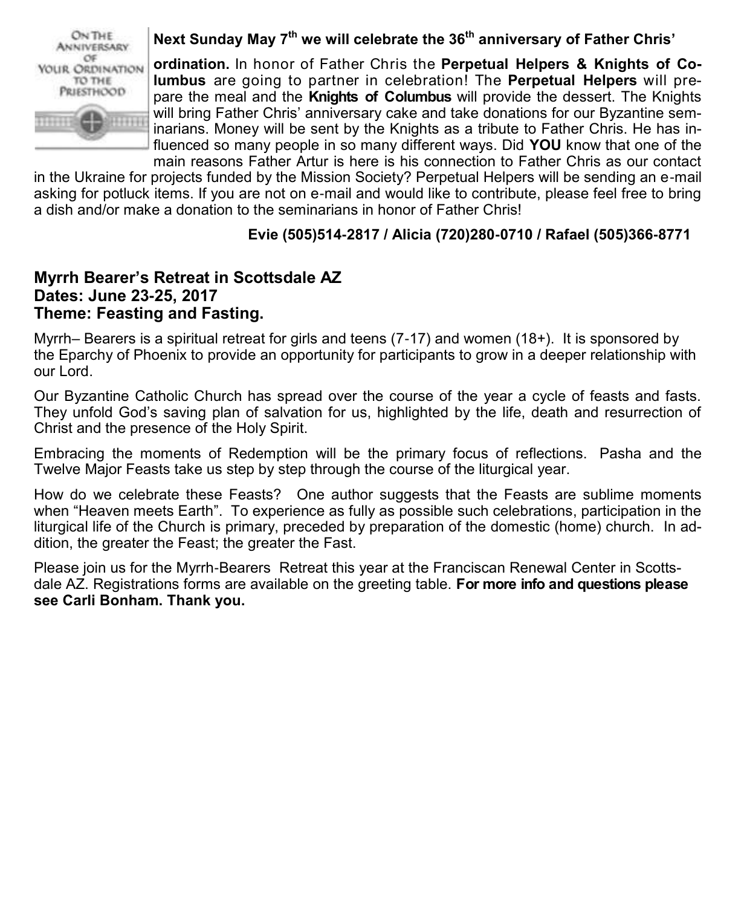**Next Sunday May 7th we will celebrate the 36th anniversary of Father Chris' ordination.** In honor of Father Chris the **Perpetual Helpers & Knights of Columbus** are going to partner in celebration! The **Perpetual Helpers** will prepare the meal and the **Knights of Columbus** will provide the dessert. The Knights will bring Father Chris' anniversary cake and take donations for our Byzantine seminarians. Money will be sent by the Knights as a tribute to Father Chris. He has influenced so many people in so many different ways. Did **YOU** know that one of the main reasons Father Artur is here is his connection to Father Chris as our contact in the Ukraine for projects funded by the Mission Society? Perpetual Helpers will be sending an e-mail asking for potluck items. If you are not on e-mail and would like to contribute, please feel free to bring a dish and/or make a donation to the seminarians in honor of Father Chris!

**Evie (505)514-2817 / Alicia (720)280-0710 / Rafael (505)366-8771**

### Myrrh Bearer's Retreat in Scottsdale AZ
### Dates: June 23-25, 2017
### Theme: Feasting and Fasting.

Myrrh– Bearers is a spiritual retreat for girls and teens (7-17) and women (18+). It is sponsored by the Eparchy of Phoenix to provide an opportunity for participants to grow in a deeper relationship with our Lord.

Our Byzantine Catholic Church has spread over the course of the year a cycle of feasts and fasts. They unfold God's saving plan of salvation for us, highlighted by the life, death and resurrection of Christ and the presence of the Holy Spirit.

Embracing the moments of Redemption will be the primary focus of reflections. Pasha and the Twelve Major Feasts take us step by step through the course of the liturgical year.

How do we celebrate these Feasts? One author suggests that the Feasts are sublime moments when "Heaven meets Earth". To experience as fully as possible such celebrations, participation in the liturgical life of the Church is primary, preceded by preparation of the domestic (home) church. In addition, the greater the Feast; the greater the Fast.

Please join us for the Myrrh-Bearers Retreat this year at the Franciscan Renewal Center in Scottsdale AZ. Registrations forms are available on the greeting table. **For more info and questions please see Carli Bonham. Thank you.**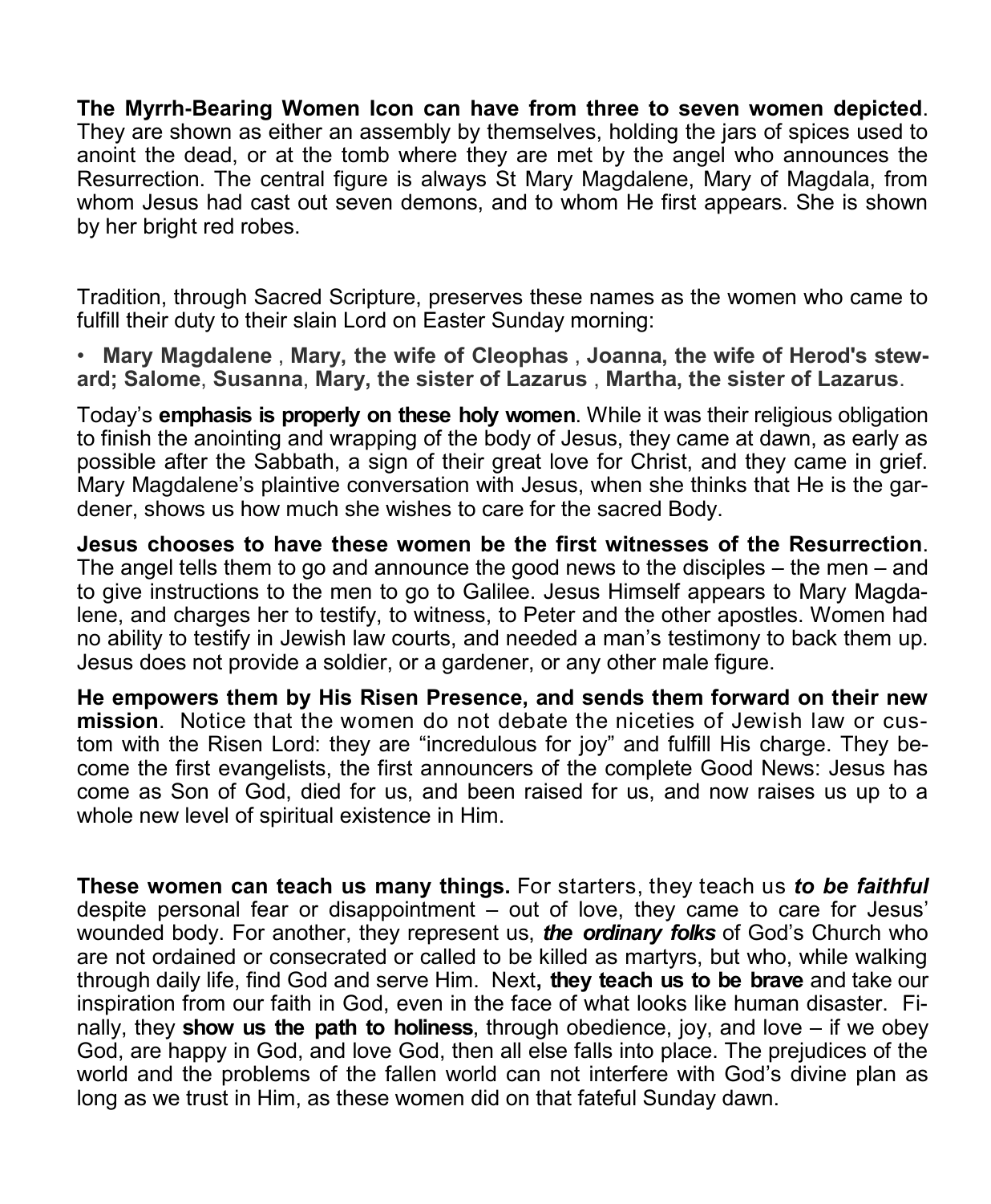**The Myrrh-Bearing Women Icon can have from three to seven women depicted**. They are shown as either an assembly by themselves, holding the jars of spices used to anoint the dead, or at the tomb where they are met by the angel who announces the Resurrection. The central figure is always St Mary Magdalene, Mary of Magdala, from whom Jesus had cast out seven demons, and to whom He first appears. She is shown by her bright red robes.

Tradition, through Sacred Scripture, preserves these names as the women who came to fulfill their duty to their slain Lord on Easter Sunday morning:

- **Mary Magdalene** , **Mary, the wife of Cleophas** , **Joanna, the wife of Herod's steward; Salome**, **Susanna**, **Mary, the sister of Lazarus** , **Martha, the sister of Lazarus**.

Today's **emphasis is properly on these holy women**. While it was their religious obligation to finish the anointing and wrapping of the body of Jesus, they came at dawn, as early as possible after the Sabbath, a sign of their great love for Christ, and they came in grief. Mary Magdalene's plaintive conversation with Jesus, when she thinks that He is the gardener, shows us how much she wishes to care for the sacred Body.

**Jesus chooses to have these women be the first witnesses of the Resurrection**. The angel tells them to go and announce the good news to the disciples – the men – and to give instructions to the men to go to Galilee. Jesus Himself appears to Mary Magdalene, and charges her to testify, to witness, to Peter and the other apostles. Women had no ability to testify in Jewish law courts, and needed a man's testimony to back them up. Jesus does not provide a soldier, or a gardener, or any other male figure.

**He empowers them by His Risen Presence, and sends them forward on their new mission**. Notice that the women do not debate the niceties of Jewish law or custom with the Risen Lord: they are "incredulous for joy" and fulfill His charge. They become the first evangelists, the first announcers of the complete Good News: Jesus has come as Son of God, died for us, and been raised for us, and now raises us up to a whole new level of spiritual existence in Him.

**These women can teach us many things.** For starters, they teach us ***to be faithful*** despite personal fear or disappointment – out of love, they came to care for Jesus' wounded body. For another, they represent us, ***the ordinary folks*** of God's Church who are not ordained or consecrated or called to be killed as martyrs, but who, while walking through daily life, find God and serve Him. Next**, they teach us to be brave** and take our inspiration from our faith in God, even in the face of what looks like human disaster. Finally, they **show us the path to holiness**, through obedience, joy, and love – if we obey God, are happy in God, and love God, then all else falls into place. The prejudices of the world and the problems of the fallen world can not interfere with God's divine plan as long as we trust in Him, as these women did on that fateful Sunday dawn.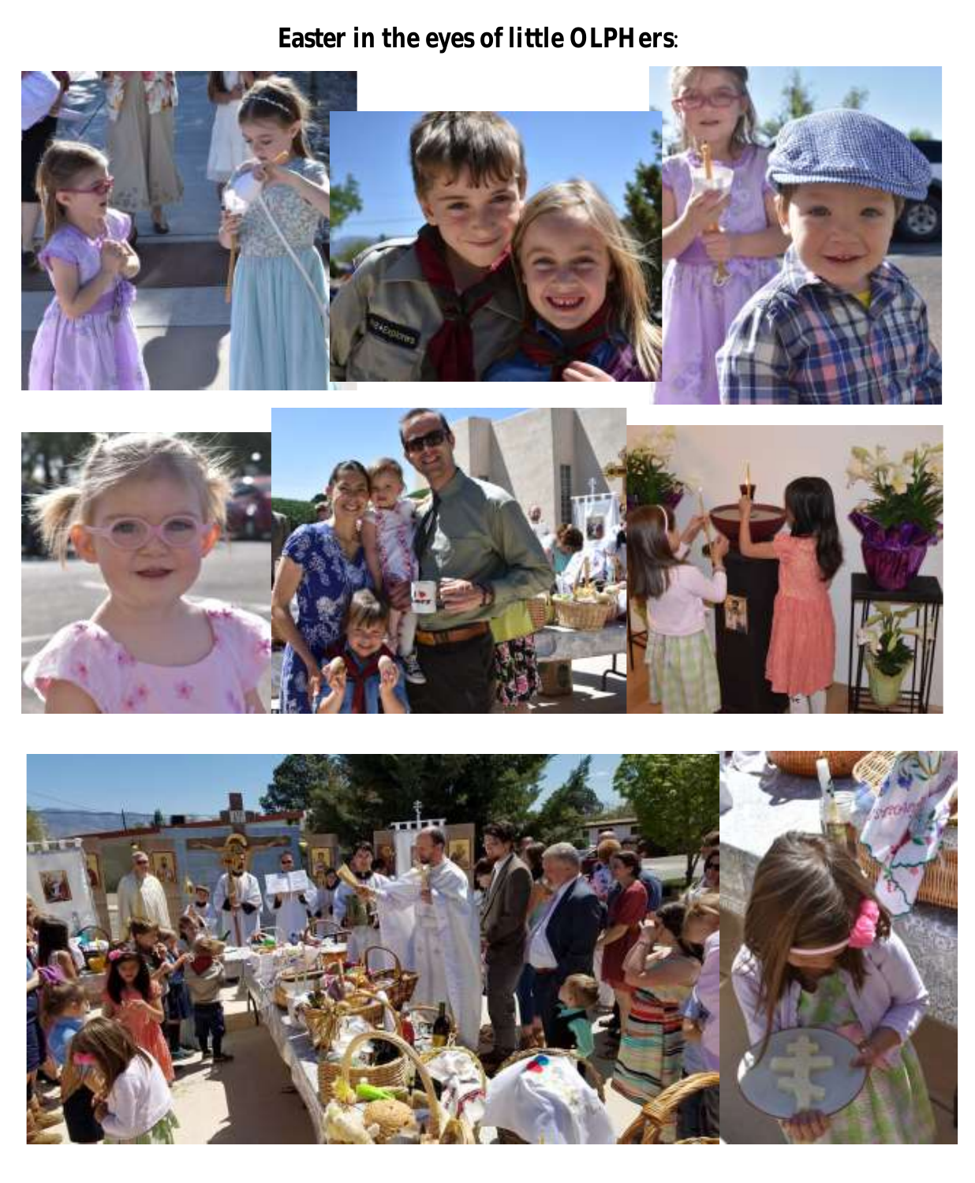**Easter in the eyes of little OLPHers:**